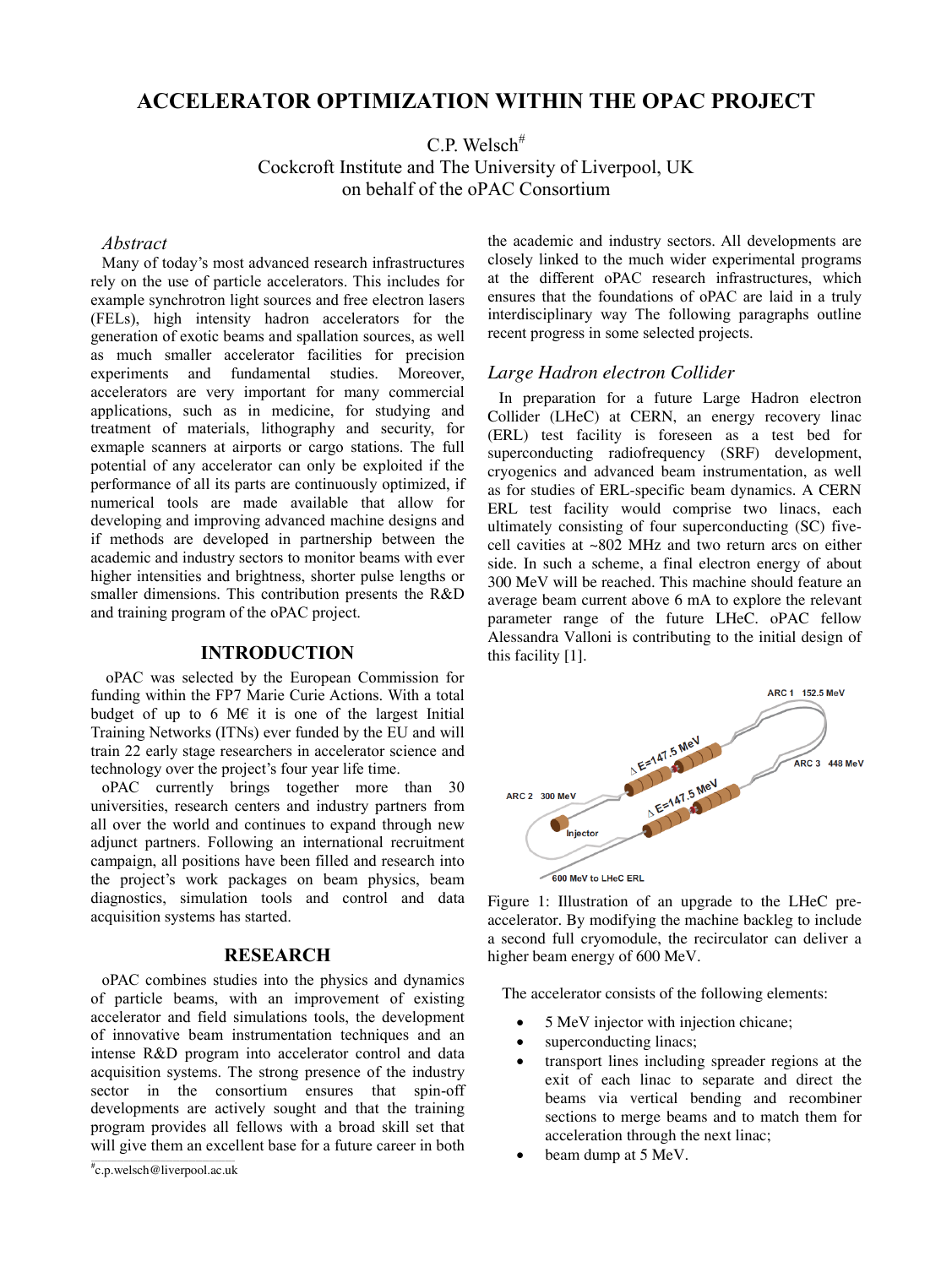# ACCELERATOR OPTIMIZATION WITHIN THE OPAC PROJECT

C.P. Welsch#
Cockcroft Institute and The University of Liverpool, UK
on behalf of the oPAC Consortium

### *Abstract*

Many of today's most advanced research infrastructures rely on the use of particle accelerators. This includes for example synchrotron light sources and free electron lasers (FELs), high intensity hadron accelerators for the generation of exotic beams and spallation sources, as well as much smaller accelerator facilities for precision experiments and fundamental studies. Moreover, accelerators are very important for many commercial applications, such as in medicine, for studying and treatment of materials, lithography and security, for exmaple scanners at airports or cargo stations. The full potential of any accelerator can only be exploited if the performance of all its parts are continuously optimized, if numerical tools are made available that allow for developing and improving advanced machine designs and if methods are developed in partnership between the academic and industry sectors to monitor beams with ever higher intensities and brightness, shorter pulse lengths or smaller dimensions. This contribution presents the R&D and training program of the oPAC project.

## INTRODUCTION

oPAC was selected by the European Commission for funding within the FP7 Marie Curie Actions. With a total budget of up to 6 M€ it is one of the largest Initial Training Networks (ITNs) ever funded by the EU and will train 22 early stage researchers in accelerator science and technology over the project's four year life time.

oPAC currently brings together more than 30 universities, research centers and industry partners from all over the world and continues to expand through new adjunct partners. Following an international recruitment campaign, all positions have been filled and research into the project's work packages on beam physics, beam diagnostics, simulation tools and control and data acquisition systems has started.

## RESEARCH

oPAC combines studies into the physics and dynamics of particle beams, with an improvement of existing accelerator and field simulations tools, the development of innovative beam instrumentation techniques and an intense R&D program into accelerator control and data acquisition systems. The strong presence of the industry sector in the consortium ensures that spin-off developments are actively sought and that the training program provides all fellows with a broad skill set that will give them an excellent base for a future career in both the academic and industry sectors. All developments are closely linked to the much wider experimental programs at the different oPAC research infrastructures, which ensures that the foundations of oPAC are laid in a truly interdisciplinary way The following paragraphs outline recent progress in some selected projects.

### *Large Hadron electron Collider*

In preparation for a future Large Hadron electron Collider (LHeC) at CERN, an energy recovery linac (ERL) test facility is foreseen as a test bed for superconducting radiofrequency (SRF) development, cryogenics and advanced beam instrumentation, as well as for studies of ERL-specific beam dynamics. A CERN ERL test facility would comprise two linacs, each ultimately consisting of four superconducting (SC) five-cell cavities at ~802 MHz and two return arcs on either side. In such a scheme, a final electron energy of about 300 MeV will be reached. This machine should feature an average beam current above 6 mA to explore the relevant parameter range of the future LHeC. oPAC fellow Alessandra Valloni is contributing to the initial design of this facility [1].

Figure 1: Illustration of an upgrade to the LHeC pre-accelerator. By modifying the machine backleg to include a second full cryomodule, the recirculator can deliver a higher beam energy of 600 MeV.

The accelerator consists of the following elements:

- 5 MeV injector with injection chicane;
- superconducting linacs;
- transport lines including spreader regions at the exit of each linac to separate and direct the beams via vertical bending and recombiner sections to merge beams and to match them for acceleration through the next linac;
- beam dump at 5 MeV.

#c.p.welsch@liverpool.ac.uk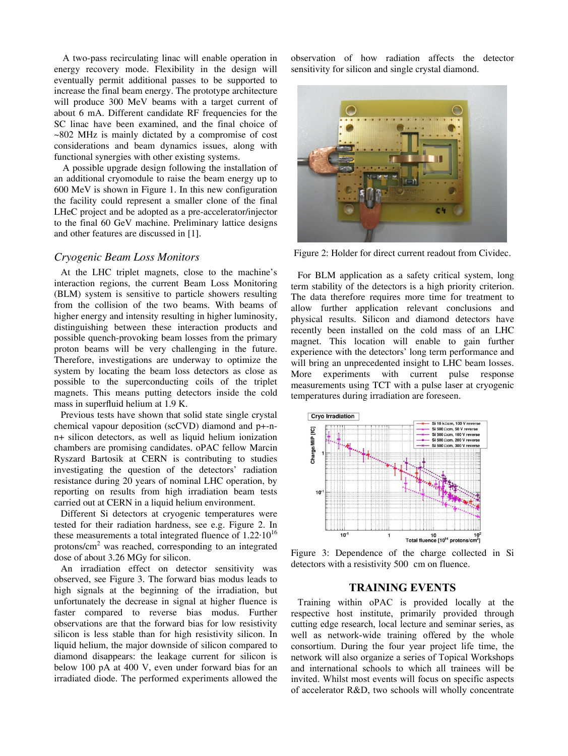A two-pass recirculating linac will enable operation in energy recovery mode. Flexibility in the design will eventually permit additional passes to be supported to increase the final beam energy. The prototype architecture will produce 300 MeV beams with a target current of about 6 mA. Different candidate RF frequencies for the SC linac have been examined, and the final choice of ~802 MHz is mainly dictated by a compromise of cost considerations and beam dynamics issues, along with functional synergies with other existing systems.

A possible upgrade design following the installation of an additional cryomodule to raise the beam energy up to 600 MeV is shown in Figure 1. In this new configuration the facility could represent a smaller clone of the final LHeC project and be adopted as a pre-accelerator/injector to the final 60 GeV machine. Preliminary lattice designs and other features are discussed in [1].

### *Cryogenic Beam Loss Monitors*

At the LHC triplet magnets, close to the machine's interaction regions, the current Beam Loss Monitoring (BLM) system is sensitive to particle showers resulting from the collision of the two beams. With beams of higher energy and intensity resulting in higher luminosity, distinguishing between these interaction products and possible quench-provoking beam losses from the primary proton beams will be very challenging in the future. Therefore, investigations are underway to optimize the system by locating the beam loss detectors as close as possible to the superconducting coils of the triplet magnets. This means putting detectors inside the cold mass in superfluid helium at 1.9 K.

Previous tests have shown that solid state single crystal chemical vapour deposition (scCVD) diamond and p+-n-n+ silicon detectors, as well as liquid helium ionization chambers are promising candidates. oPAC fellow Marcin Ryszard Bartosik at CERN is contributing to studies investigating the question of the detectors' radiation resistance during 20 years of nominal LHC operation, by reporting on results from high irradiation beam tests carried out at CERN in a liquid helium environment.

Different Si detectors at cryogenic temperatures were tested for their radiation hardness, see e.g. Figure 2. In these measurements a total integrated fluence of $1.22 \cdot 10^{16}$ protons/cm$^2$ was reached, corresponding to an integrated dose of about 3.26 MGy for silicon.

An irradiation effect on detector sensitivity was observed, see Figure 3. The forward bias modus leads to high signals at the beginning of the irradiation, but unfortunately the decrease in signal at higher fluence is faster compared to reverse bias modus. Further observations are that the forward bias for low resistivity silicon is less stable than for high resistivity silicon. In liquid helium, the major downside of silicon compared to diamond disappears: the leakage current for silicon is below 100 pA at 400 V, even under forward bias for an irradiated diode. The performed experiments allowed the observation of how radiation affects the detector sensitivity for silicon and single crystal diamond.

Figure 2: Holder for direct current readout from Cividec.

For BLM application as a safety critical system, long term stability of the detectors is a high priority criterion. The data therefore requires more time for treatment to allow further application relevant conclusions and physical results. Silicon and diamond detectors have recently been installed on the cold mass of an LHC magnet. This location will enable to gain further experience with the detectors' long term performance and will bring an unprecedented insight to LHC beam losses. More experiments with current pulse response measurements using TCT with a pulse laser at cryogenic temperatures during irradiation are foreseen.

Figure 3: Dependence of the charge collected in Si detectors with a resistivity 500 cm on fluence.

## TRAINING EVENTS

Training within oPAC is provided locally at the respective host institute, primarily provided through cutting edge research, local lecture and seminar series, as well as network-wide training offered by the whole consortium. During the four year project life time, the network will also organize a series of Topical Workshops and international schools to which all trainees will be invited. Whilst most events will focus on specific aspects of accelerator R&D, two schools will wholly concentrate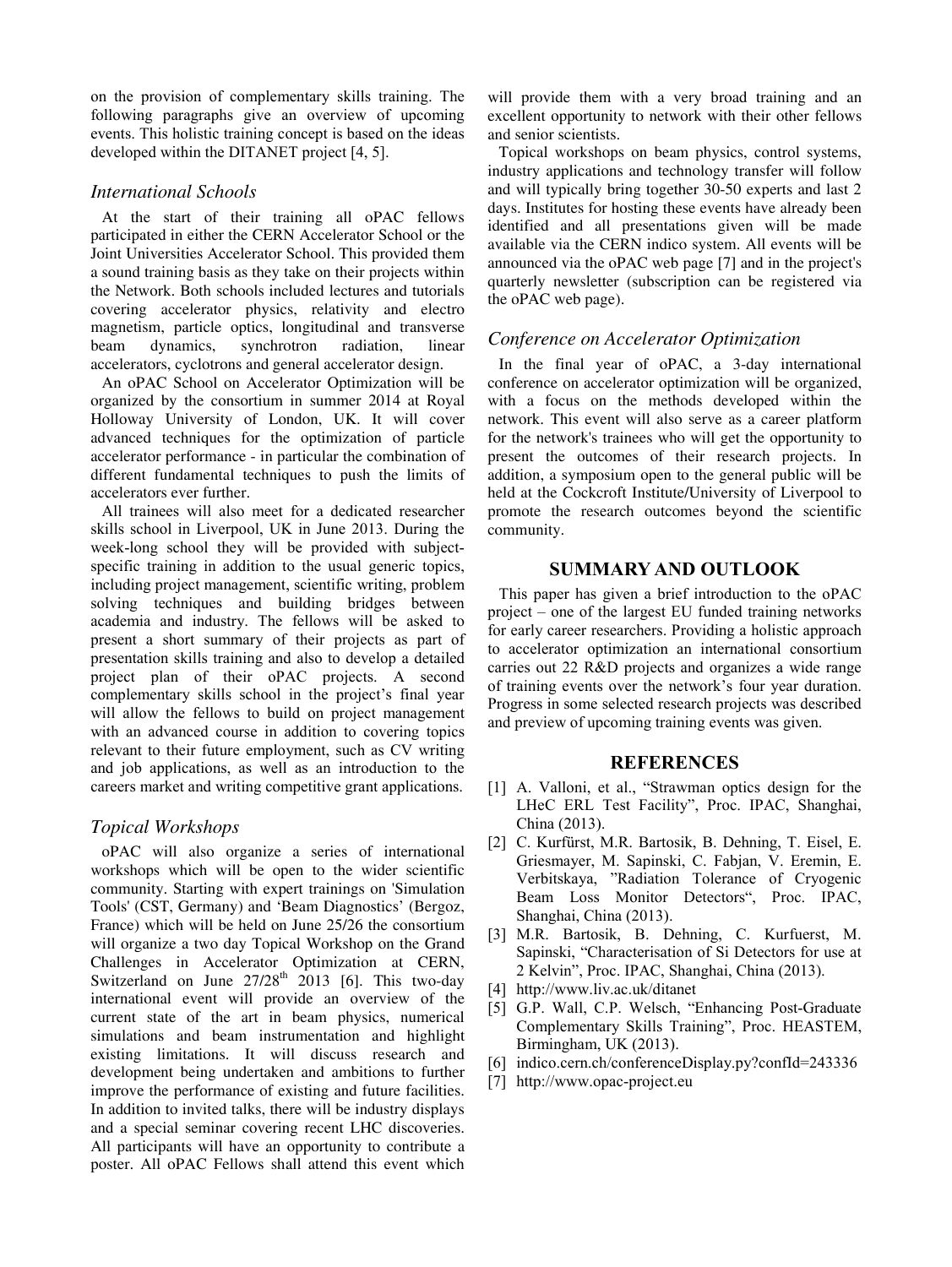on the provision of complementary skills training. The following paragraphs give an overview of upcoming events. This holistic training concept is based on the ideas developed within the DITANET project [4, 5].

### *International Schools*

At the start of their training all oPAC fellows participated in either the CERN Accelerator School or the Joint Universities Accelerator School. This provided them a sound training basis as they take on their projects within the Network. Both schools included lectures and tutorials covering accelerator physics, relativity and electro magnetism, particle optics, longitudinal and transverse beam dynamics, synchrotron radiation, linear accelerators, cyclotrons and general accelerator design.

An oPAC School on Accelerator Optimization will be organized by the consortium in summer 2014 at Royal Holloway University of London, UK. It will cover advanced techniques for the optimization of particle accelerator performance - in particular the combination of different fundamental techniques to push the limits of accelerators ever further.

All trainees will also meet for a dedicated researcher skills school in Liverpool, UK in June 2013. During the week-long school they will be provided with subject-specific training in addition to the usual generic topics, including project management, scientific writing, problem solving techniques and building bridges between academia and industry. The fellows will be asked to present a short summary of their projects as part of presentation skills training and also to develop a detailed project plan of their oPAC projects. A second complementary skills school in the project's final year will allow the fellows to build on project management with an advanced course in addition to covering topics relevant to their future employment, such as CV writing and job applications, as well as an introduction to the careers market and writing competitive grant applications.

### *Topical Workshops*

oPAC will also organize a series of international workshops which will be open to the wider scientific community. Starting with expert trainings on 'Simulation Tools' (CST, Germany) and 'Beam Diagnostics' (Bergoz, France) which will be held on June 25/26 the consortium will organize a two day Topical Workshop on the Grand Challenges in Accelerator Optimization at CERN, Switzerland on June 27/28th 2013 [6]. This two-day international event will provide an overview of the current state of the art in beam physics, numerical simulations and beam instrumentation and highlight existing limitations. It will discuss research and development being undertaken and ambitions to further improve the performance of existing and future facilities. In addition to invited talks, there will be industry displays and a special seminar covering recent LHC discoveries. All participants will have an opportunity to contribute a poster. All oPAC Fellows shall attend this event which will provide them with a very broad training and an excellent opportunity to network with their other fellows and senior scientists.

Topical workshops on beam physics, control systems, industry applications and technology transfer will follow and will typically bring together 30-50 experts and last 2 days. Institutes for hosting these events have already been identified and all presentations given will be made available via the CERN indico system. All events will be announced via the oPAC web page [7] and in the project's quarterly newsletter (subscription can be registered via the oPAC web page).

### *Conference on Accelerator Optimization*

In the final year of oPAC, a 3-day international conference on accelerator optimization will be organized, with a focus on the methods developed within the network. This event will also serve as a career platform for the network's trainees who will get the opportunity to present the outcomes of their research projects. In addition, a symposium open to the general public will be held at the Cockcroft Institute/University of Liverpool to promote the research outcomes beyond the scientific community.

## SUMMARY AND OUTLOOK

This paper has given a brief introduction to the oPAC project – one of the largest EU funded training networks for early career researchers. Providing a holistic approach to accelerator optimization an international consortium carries out 22 R&D projects and organizes a wide range of training events over the network's four year duration. Progress in some selected research projects was described and preview of upcoming training events was given.

## REFERENCES

[1] A. Valloni, et al., "Strawman optics design for the LHeC ERL Test Facility", Proc. IPAC, Shanghai, China (2013).

[2] C. Kurfürst, M.R. Bartosik, B. Dehning, T. Eisel, E. Griesmayer, M. Sapinski, C. Fabjan, V. Eremin, E. Verbitskaya, "Radiation Tolerance of Cryogenic Beam Loss Monitor Detectors", Proc. IPAC, Shanghai, China (2013).

[3] M.R. Bartosik, B. Dehning, C. Kurfuerst, M. Sapinski, "Characterisation of Si Detectors for use at 2 Kelvin", Proc. IPAC, Shanghai, China (2013).

[4] http://www.liv.ac.uk/ditanet

[5] G.P. Wall, C.P. Welsch, "Enhancing Post-Graduate Complementary Skills Training", Proc. HEASTEM, Birmingham, UK (2013).

[6] indico.cern.ch/conferenceDisplay.py?confId=243336

[7] http://www.opac-project.eu